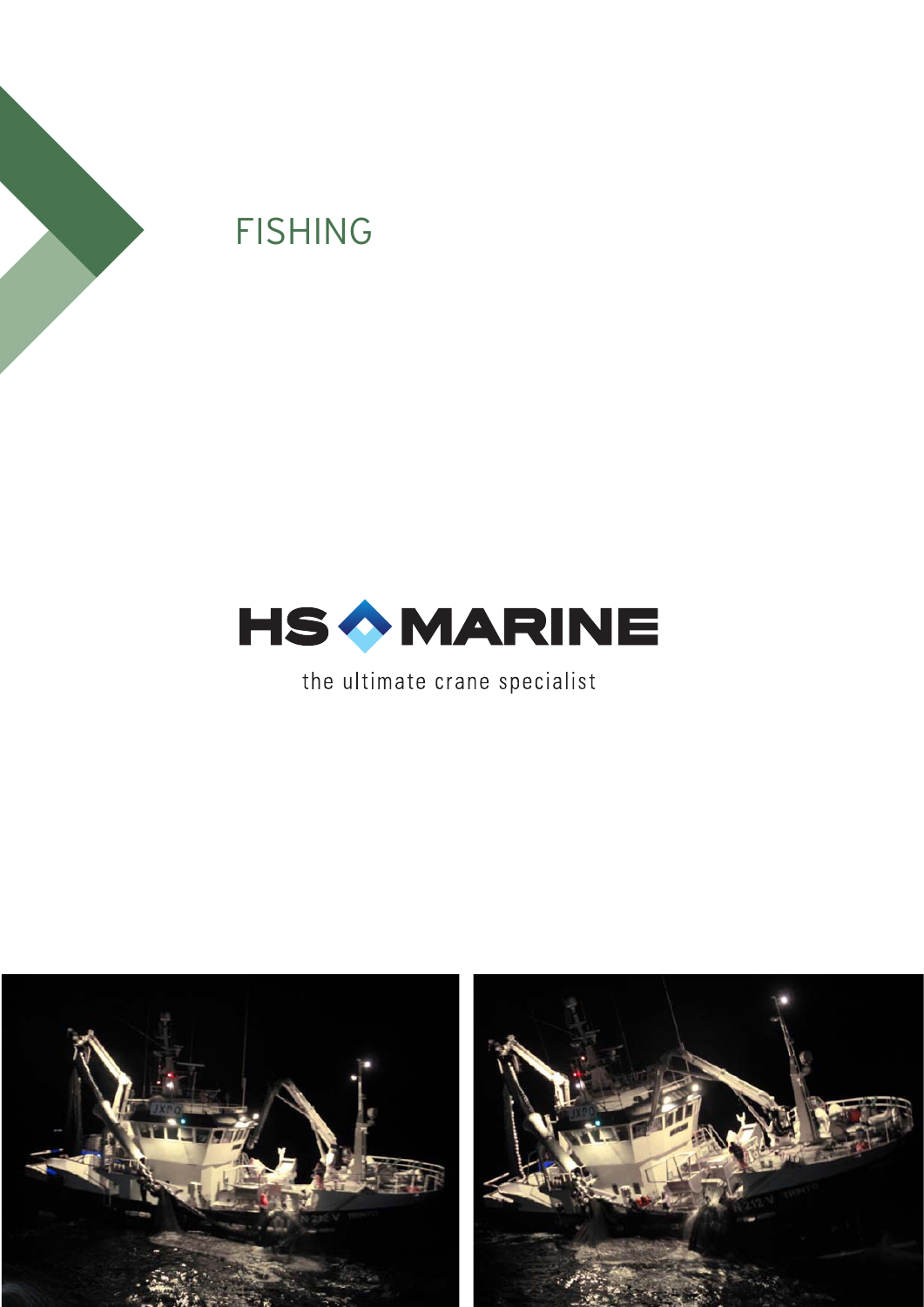# FISHING

HS MARINE

the ultimate crane specialist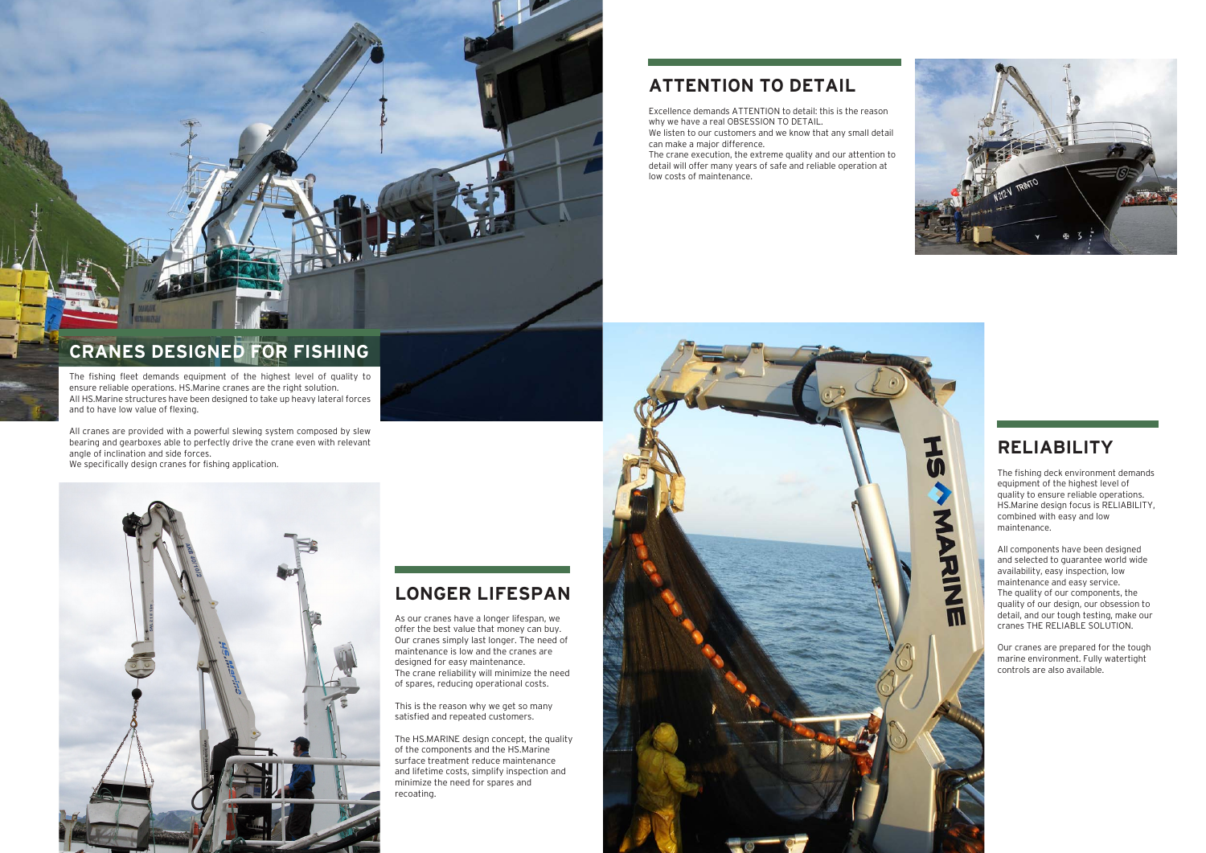## CRANES DESIGNED FOR FISHING

The fishing fleet demands equipment of the highest level of quality to ensure reliable operations. HS.Marine cranes are the right solution.
All HS.Marine structures have been designed to take up heavy lateral forces and to have low value of flexing.

All cranes are provided with a powerful slewing system composed by slew bearing and gearboxes able to perfectly drive the crane even with relevant angle of inclination and side forces.
We specifically design cranes for fishing application.

## ATTENTION TO DETAIL

Excellence demands ATTENTION to detail: this is the reason why we have a real OBSESSION TO DETAIL.
We listen to our customers and we know that any small detail can make a major difference.
The crane execution, the extreme quality and our attention to detail will offer many years of safe and reliable operation at low costs of maintenance.

## LONGER LIFESPAN

As our cranes have a longer lifespan, we offer the best value that money can buy. Our cranes simply last longer. The need of maintenance is low and the cranes are designed for easy maintenance.
The crane reliability will minimize the need of spares, reducing operational costs.

This is the reason why we get so many satisfied and repeated customers.

The HS.MARINE design concept, the quality of the components and the HS.Marine surface treatment reduce maintenance and lifetime costs, simplify inspection and minimize the need for spares and recoating.

## RELIABILITY

The fishing deck environment demands equipment of the highest level of quality to ensure reliable operations. HS.Marine design focus is RELIABILITY, combined with easy and low maintenance.

All components have been designed and selected to guarantee world wide availability, easy inspection, low maintenance and easy service.
The quality of our components, the quality of our design, our obsession to detail, and our tough testing, make our cranes THE RELIABLE SOLUTION.

Our cranes are prepared for the tough marine environment. Fully watertight controls are also available.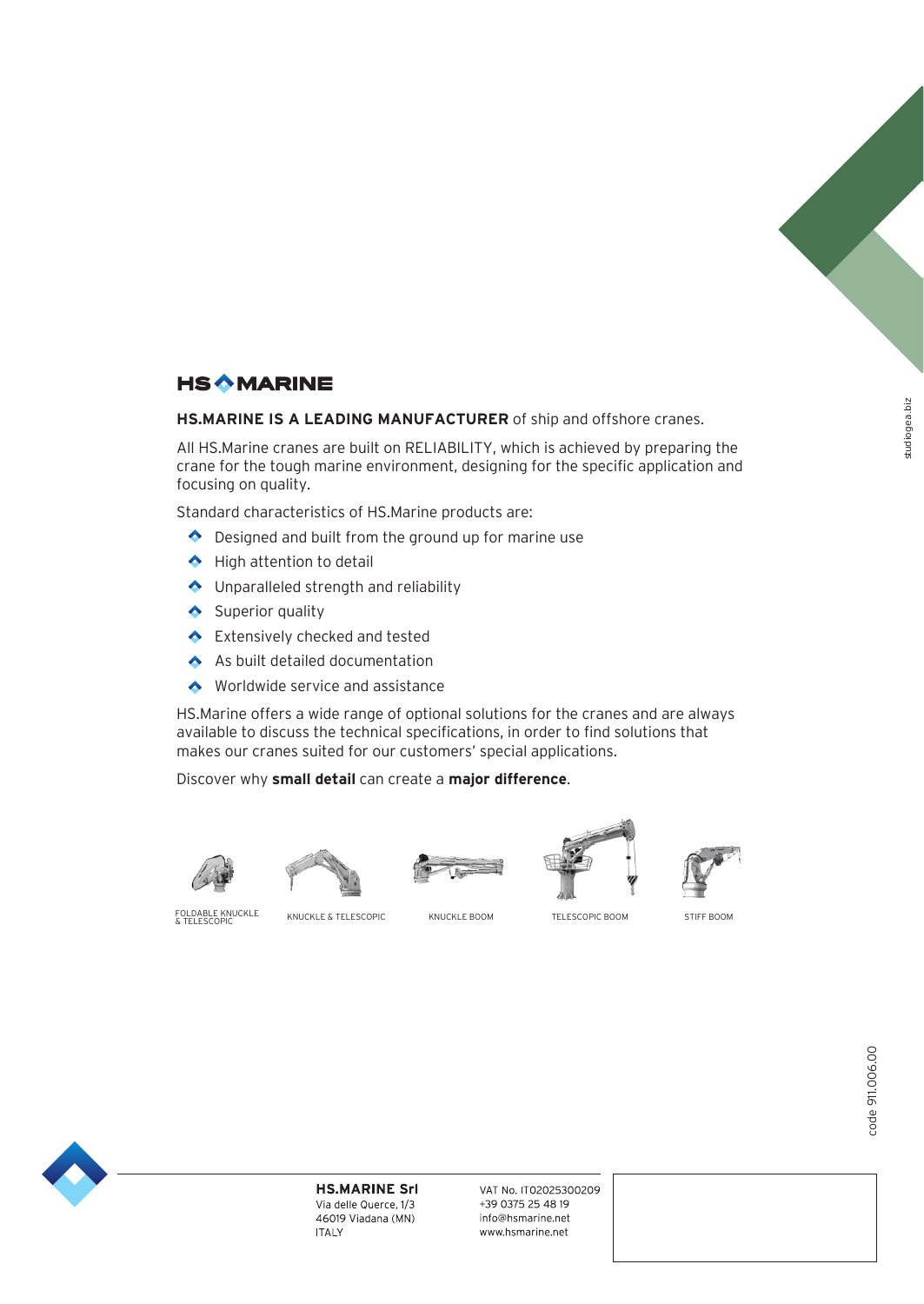# HS MARINE

**HS.MARINE IS A LEADING MANUFACTURER** of ship and offshore cranes.

All HS.Marine cranes are built on RELIABILITY, which is achieved by preparing the crane for the tough marine environment, designing for the specific application and focusing on quality.

Standard characteristics of HS.Marine products are:

- Designed and built from the ground up for marine use
- High attention to detail
- Unparalleled strength and reliability
- Superior quality
- Extensively checked and tested
- As built detailed documentation
- Worldwide service and assistance

HS.Marine offers a wide range of optional solutions for the cranes and are always available to discuss the technical specifications, in order to find solutions that makes our cranes suited for our customers' special applications.

Discover why **small detail** can create a **major difference**.

FOLDABLE KNUCKLE & TELESCOPIC

KNUCKLE & TELESCOPIC

KNUCKLE BOOM

TELESCOPIC BOOM

STIFF BOOM

studiogea.biz

code 911.006.00

**HS.MARINE Srl**
Via delle Querce, 1/3
46019 Viadana (MN)
ITALY

VAT No. IT02025300209
+39 0375 25 48 19
info@hsmarine.net
www.hsmarine.net